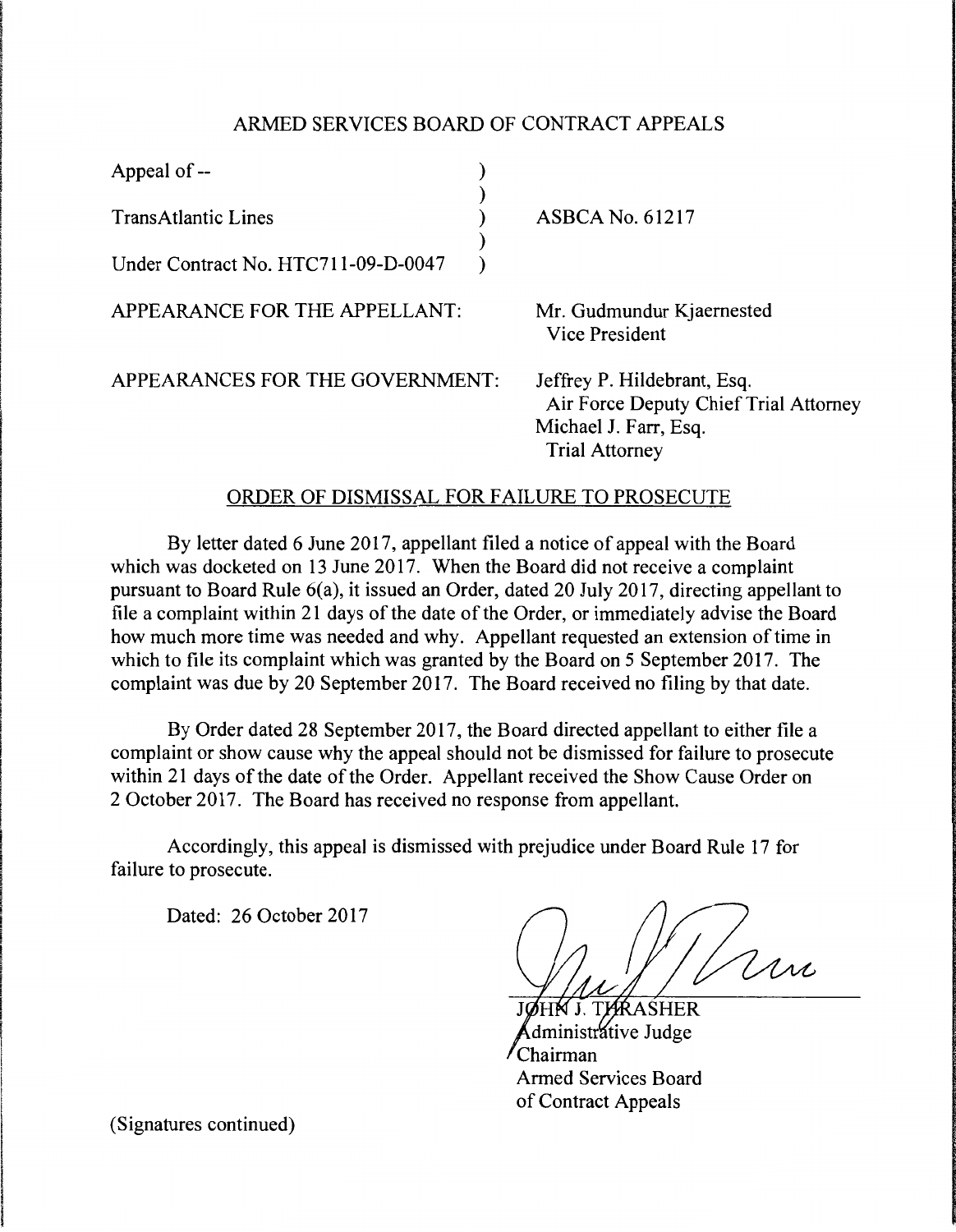ARMED SERVICES BOARD OF CONTRACT APPEALS

| | | |
|---|---|---|
| Appeal of -- | ) | |
| | ) | |
| TransAtlantic Lines | ) | ASBCA No. 61217 |
| | ) | |
| Under Contract No. HTC711-09-D-0047 | ) | |

APPEARANCE FOR THE APPELLANT: Mr. Gudmundur Kjaernested
Vice President

APPEARANCES FOR THE GOVERNMENT: Jeffrey P. Hildebrant, Esq.
Air Force Deputy Chief Trial Attorney
Michael J. Farr, Esq.
Trial Attorney

ORDER OF DISMISSAL FOR FAILURE TO PROSECUTE

By letter dated 6 June 2017, appellant filed a notice of appeal with the Board which was docketed on 13 June 2017. When the Board did not receive a complaint pursuant to Board Rule 6(a), it issued an Order, dated 20 July 2017, directing appellant to file a complaint within 21 days of the date of the Order, or immediately advise the Board how much more time was needed and why. Appellant requested an extension of time in which to file its complaint which was granted by the Board on 5 September 2017. The complaint was due by 20 September 2017. The Board received no filing by that date.

By Order dated 28 September 2017, the Board directed appellant to either file a complaint or show cause why the appeal should not be dismissed for failure to prosecute within 21 days of the date of the Order. Appellant received the Show Cause Order on 2 October 2017. The Board has received no response from appellant.

Accordingly, this appeal is dismissed with prejudice under Board Rule 17 for failure to prosecute.

Dated: 26 October 2017

JOHN J. THRASHER
Administrative Judge
Chairman
Armed Services Board
of Contract Appeals

(Signatures continued)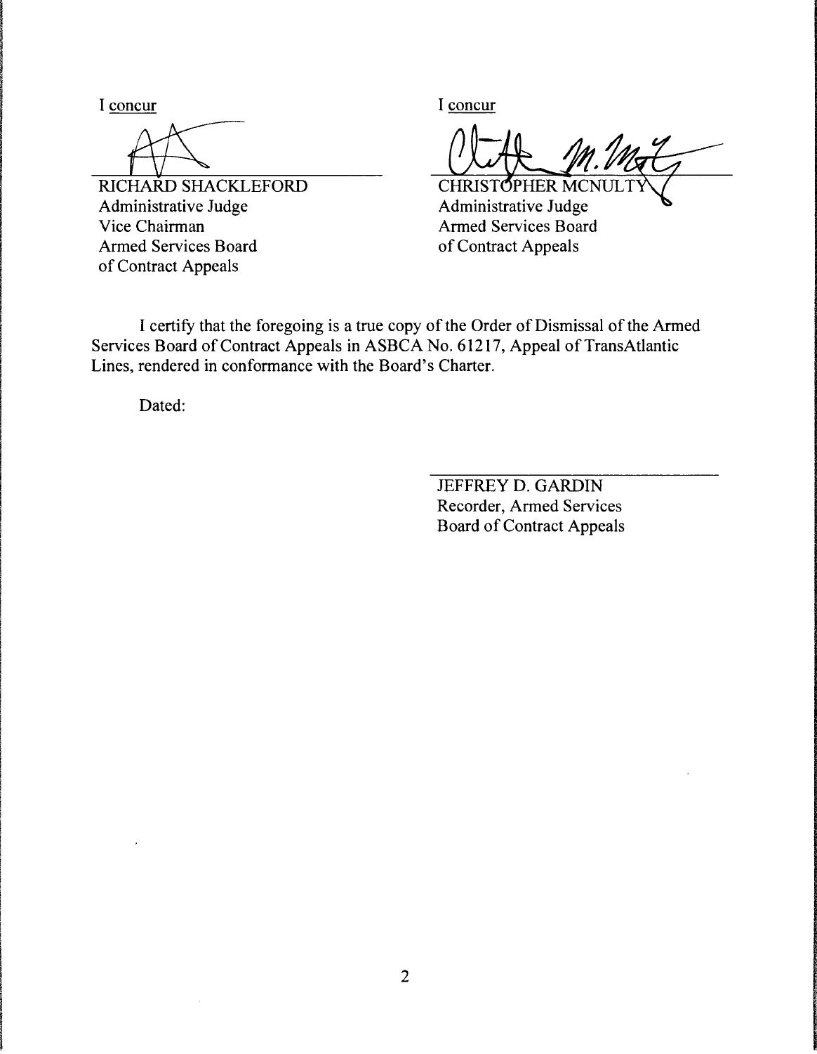I concur

RICHARD SHACKLEFORD
Administrative Judge
Vice Chairman
Armed Services Board
of Contract Appeals

I concur

CHRISTOPHER MCNULTY
Administrative Judge
Armed Services Board
of Contract Appeals

I certify that the foregoing is a true copy of the Order of Dismissal of the Armed Services Board of Contract Appeals in ASBCA No. 61217, Appeal of TransAtlantic Lines, rendered in conformance with the Board's Charter.

Dated:

JEFFREY D. GARDIN
Recorder, Armed Services
Board of Contract Appeals